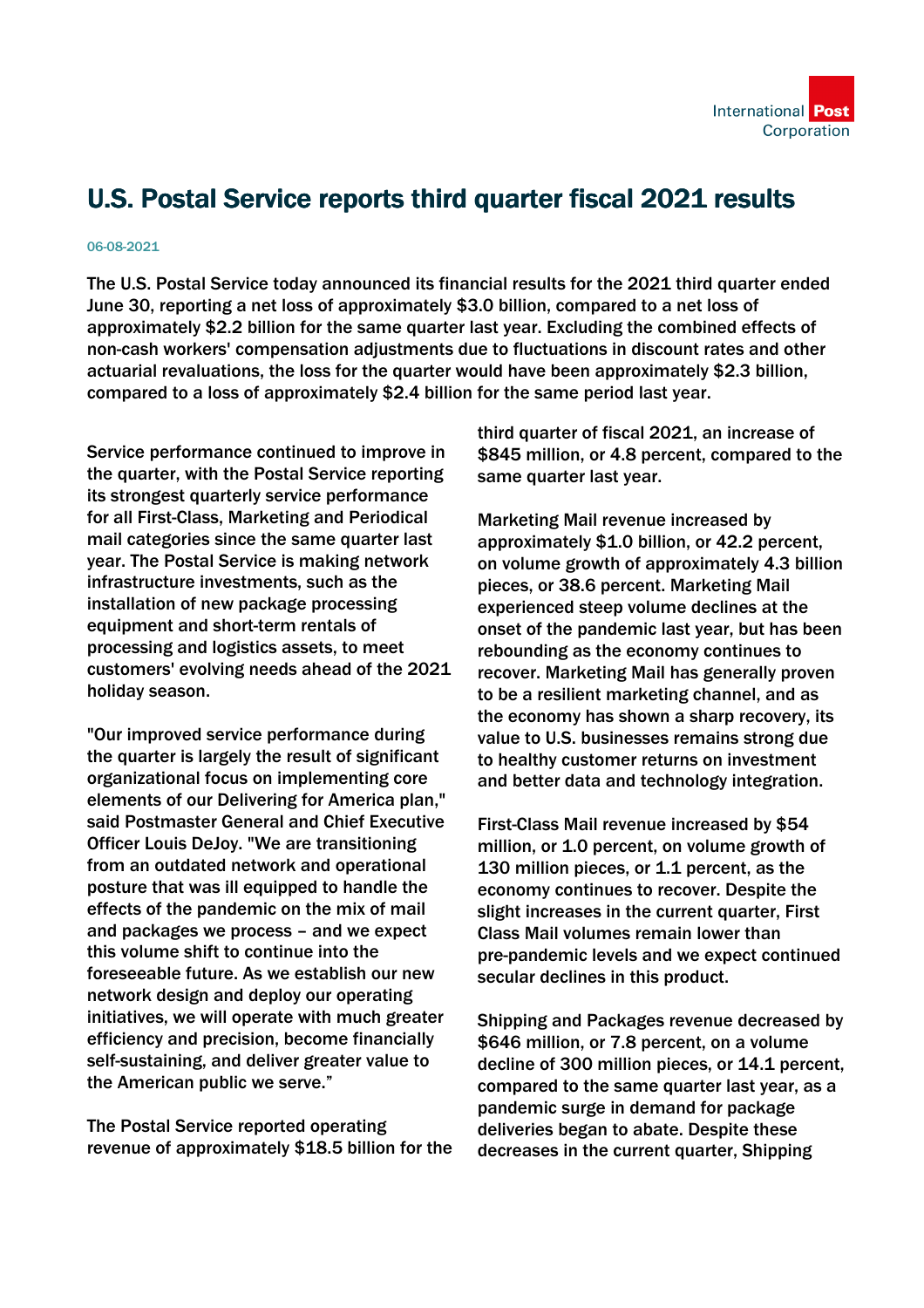# U.S. Postal Service reports third quarter fiscal 2021 results

06-08-2021

The U.S. Postal Service today announced its financial results for the 2021 third quarter ended June 30, reporting a net loss of approximately $3.0 billion, compared to a net loss of approximately $2.2 billion for the same quarter last year. Excluding the combined effects of non-cash workers' compensation adjustments due to fluctuations in discount rates and other actuarial revaluations, the loss for the quarter would have been approximately $2.3 billion, compared to a loss of approximately $2.4 billion for the same period last year.

Service performance continued to improve in the quarter, with the Postal Service reporting its strongest quarterly service performance for all First-Class, Marketing and Periodical mail categories since the same quarter last year. The Postal Service is making network infrastructure investments, such as the installation of new package processing equipment and short-term rentals of processing and logistics assets, to meet customers' evolving needs ahead of the 2021 holiday season.

"Our improved service performance during the quarter is largely the result of significant organizational focus on implementing core elements of our Delivering for America plan," said Postmaster General and Chief Executive Officer Louis DeJoy. "We are transitioning from an outdated network and operational posture that was ill equipped to handle the effects of the pandemic on the mix of mail and packages we process – and we expect this volume shift to continue into the foreseeable future. As we establish our new network design and deploy our operating initiatives, we will operate with much greater efficiency and precision, become financially self-sustaining, and deliver greater value to the American public we serve."

The Postal Service reported operating revenue of approximately $18.5 billion for the third quarter of fiscal 2021, an increase of $845 million, or 4.8 percent, compared to the same quarter last year.

Marketing Mail revenue increased by approximately $1.0 billion, or 42.2 percent, on volume growth of approximately 4.3 billion pieces, or 38.6 percent. Marketing Mail experienced steep volume declines at the onset of the pandemic last year, but has been rebounding as the economy continues to recover. Marketing Mail has generally proven to be a resilient marketing channel, and as the economy has shown a sharp recovery, its value to U.S. businesses remains strong due to healthy customer returns on investment and better data and technology integration.

First-Class Mail revenue increased by $54 million, or 1.0 percent, on volume growth of 130 million pieces, or 1.1 percent, as the economy continues to recover. Despite the slight increases in the current quarter, First Class Mail volumes remain lower than pre-pandemic levels and we expect continued secular declines in this product.

Shipping and Packages revenue decreased by $646 million, or 7.8 percent, on a volume decline of 300 million pieces, or 14.1 percent, compared to the same quarter last year, as a pandemic surge in demand for package deliveries began to abate. Despite these decreases in the current quarter, Shipping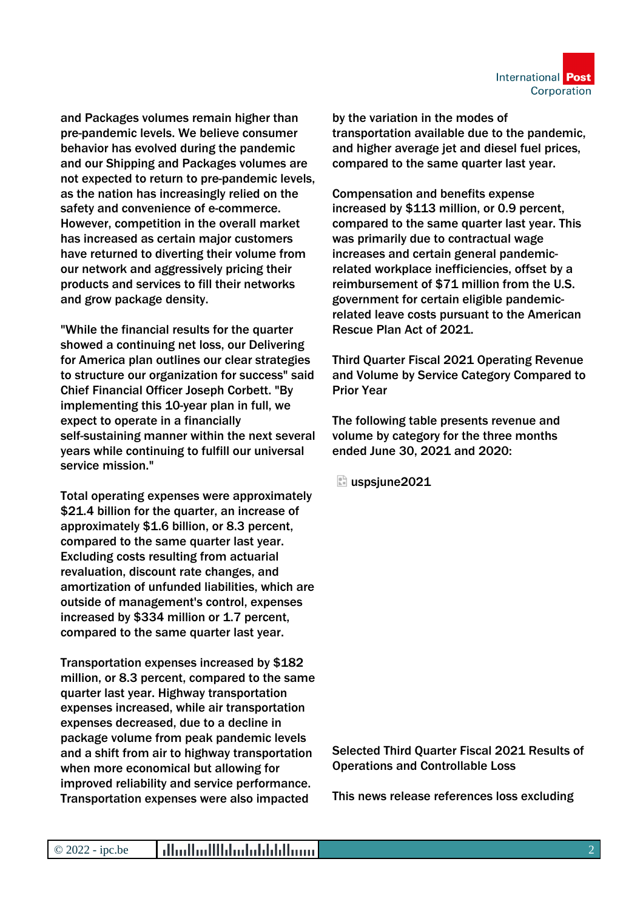and Packages volumes remain higher than pre-pandemic levels. We believe consumer behavior has evolved during the pandemic and our Shipping and Packages volumes are not expected to return to pre-pandemic levels, as the nation has increasingly relied on the safety and convenience of e-commerce. However, competition in the overall market has increased as certain major customers have returned to diverting their volume from our network and aggressively pricing their products and services to fill their networks and grow package density.

"While the financial results for the quarter showed a continuing net loss, our Delivering for America plan outlines our clear strategies to structure our organization for success" said Chief Financial Officer Joseph Corbett. "By implementing this 10-year plan in full, we expect to operate in a financially self-sustaining manner within the next several years while continuing to fulfill our universal service mission."

Total operating expenses were approximately $21.4 billion for the quarter, an increase of approximately $1.6 billion, or 8.3 percent, compared to the same quarter last year. Excluding costs resulting from actuarial revaluation, discount rate changes, and amortization of unfunded liabilities, which are outside of management's control, expenses increased by $334 million or 1.7 percent, compared to the same quarter last year.

Transportation expenses increased by $182 million, or 8.3 percent, compared to the same quarter last year. Highway transportation expenses increased, while air transportation expenses decreased, due to a decline in package volume from peak pandemic levels and a shift from air to highway transportation when more economical but allowing for improved reliability and service performance. Transportation expenses were also impacted by the variation in the modes of transportation available due to the pandemic, and higher average jet and diesel fuel prices, compared to the same quarter last year.

Compensation and benefits expense increased by $113 million, or 0.9 percent, compared to the same quarter last year. This was primarily due to contractual wage increases and certain general pandemic-related workplace inefficiencies, offset by a reimbursement of $71 million from the U.S. government for certain eligible pandemic-related leave costs pursuant to the American Rescue Plan Act of 2021.

Third Quarter Fiscal 2021 Operating Revenue and Volume by Service Category Compared to Prior Year

The following table presents revenue and volume by category for the three months ended June 30, 2021 and 2020:

uspsjune2021

Selected Third Quarter Fiscal 2021 Results of Operations and Controllable Loss

This news release references loss excluding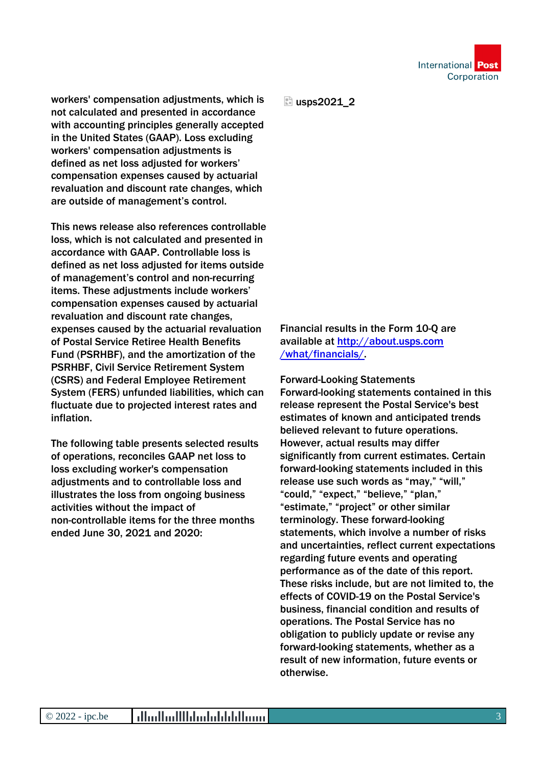workers' compensation adjustments, which is not calculated and presented in accordance with accounting principles generally accepted in the United States (GAAP). Loss excluding workers' compensation adjustments is defined as net loss adjusted for workers' compensation expenses caused by actuarial revaluation and discount rate changes, which are outside of management's control.

This news release also references controllable loss, which is not calculated and presented in accordance with GAAP. Controllable loss is defined as net loss adjusted for items outside of management's control and non-recurring items. These adjustments include workers' compensation expenses caused by actuarial revaluation and discount rate changes, expenses caused by the actuarial revaluation of Postal Service Retiree Health Benefits Fund (PSRHBF), and the amortization of the PSRHBF, Civil Service Retirement System (CSRS) and Federal Employee Retirement System (FERS) unfunded liabilities, which can fluctuate due to projected interest rates and inflation.

The following table presents selected results of operations, reconciles GAAP net loss to loss excluding worker's compensation adjustments and to controllable loss and illustrates the loss from ongoing business activities without the impact of non-controllable items for the three months ended June 30, 2021 and 2020:

usps2021_2

Financial results in the Form 10-Q are available at [http://about.usps.com/what/financials/](http://about.usps.com/what/financials/).

Forward-Looking Statements

Forward-looking statements contained in this release represent the Postal Service's best estimates of known and anticipated trends believed relevant to future operations. However, actual results may differ significantly from current estimates. Certain forward-looking statements included in this release use such words as “may,” “will,” “could,” “expect,” “believe,” “plan,” “estimate,” “project” or other similar terminology. These forward-looking statements, which involve a number of risks and uncertainties, reflect current expectations regarding future events and operating performance as of the date of this report. These risks include, but are not limited to, the effects of COVID-19 on the Postal Service's business, financial condition and results of operations. The Postal Service has no obligation to publicly update or revise any forward-looking statements, whether as a result of new information, future events or otherwise.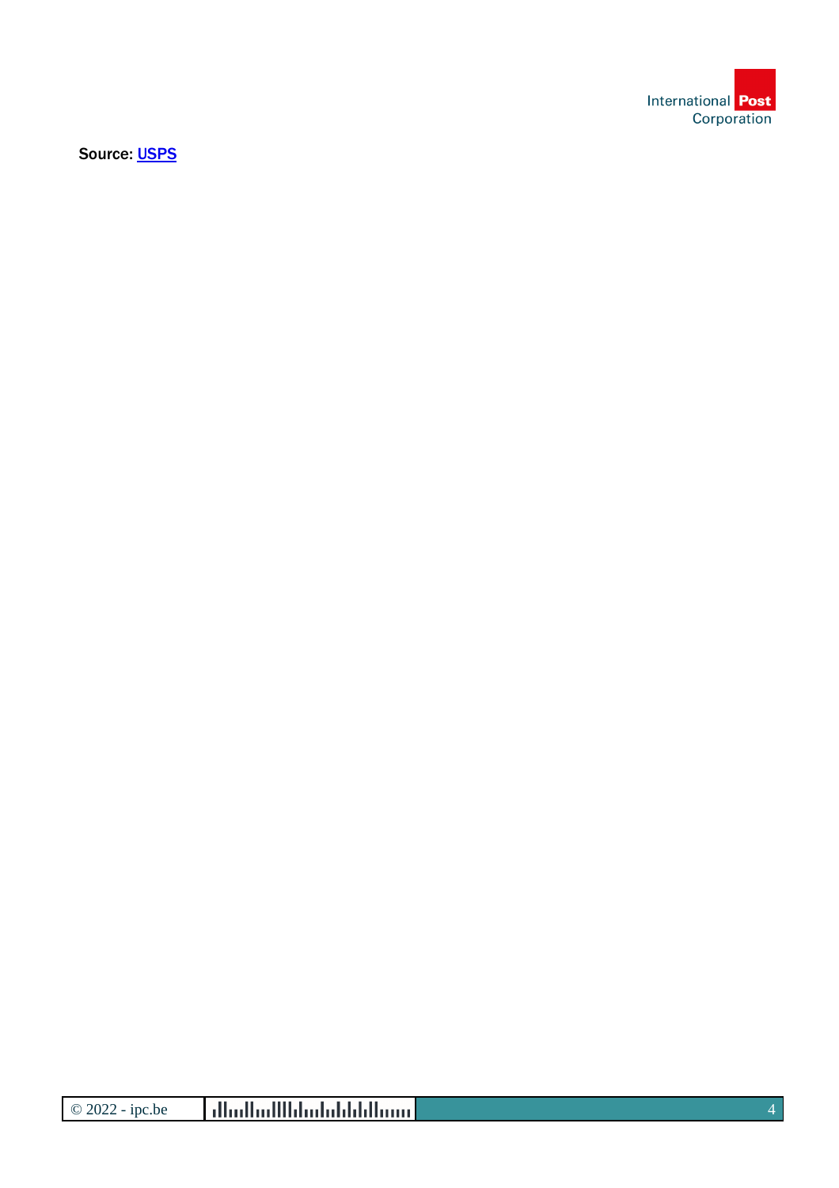**Source:** USPS